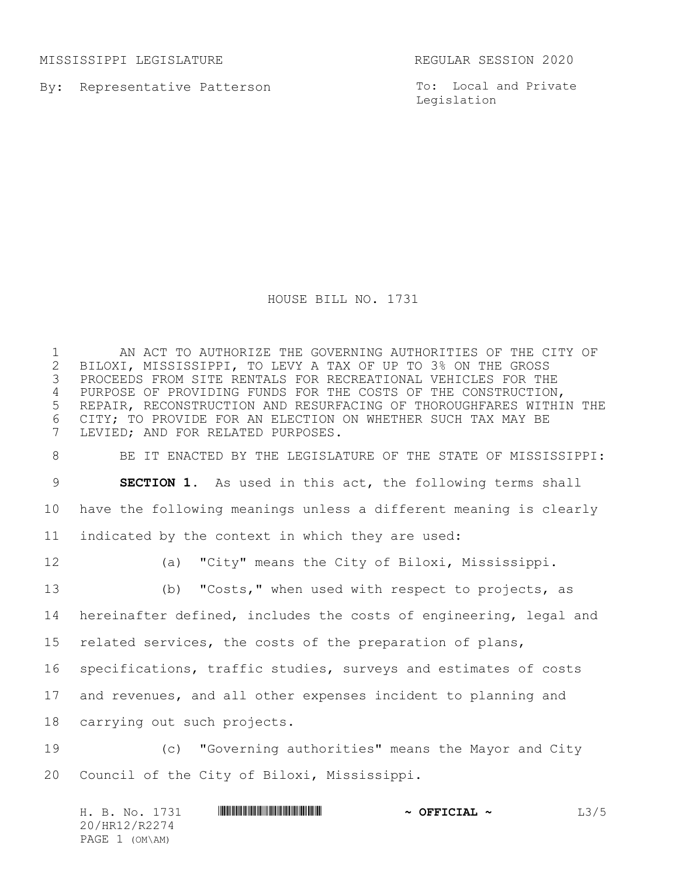MISSISSIPPI LEGISLATURE REGULAR SESSION 2020

By: Representative Patterson

To: Local and Private Legislation

# HOUSE BILL NO. 1731

AN ACT TO AUTHORIZE THE GOVERNING AUTHORITIES OF THE CITY OF BILOXI, MISSISSIPPI, TO LEVY A TAX OF UP TO 3% ON THE GROSS PROCEEDS FROM SITE RENTALS FOR RECREATIONAL VEHICLES FOR THE PURPOSE OF PROVIDING FUNDS FOR THE COSTS OF THE CONSTRUCTION, REPAIR, RECONSTRUCTION AND RESURFACING OF THOROUGHFARES WITHIN THE CITY; TO PROVIDE FOR AN ELECTION ON WHETHER SUCH TAX MAY BE LEVIED; AND FOR RELATED PURPOSES.

BE IT ENACTED BY THE LEGISLATURE OF THE STATE OF MISSISSIPPI:

**SECTION 1.** As used in this act, the following terms shall have the following meanings unless a different meaning is clearly indicated by the context in which they are used:

(a) "City" means the City of Biloxi, Mississippi.

(b) "Costs," when used with respect to projects, as hereinafter defined, includes the costs of engineering, legal and related services, the costs of the preparation of plans, specifications, traffic studies, surveys and estimates of costs and revenues, and all other expenses incident to planning and carrying out such projects.

(c) "Governing authorities" means the Mayor and City Council of the City of Biloxi, Mississippi.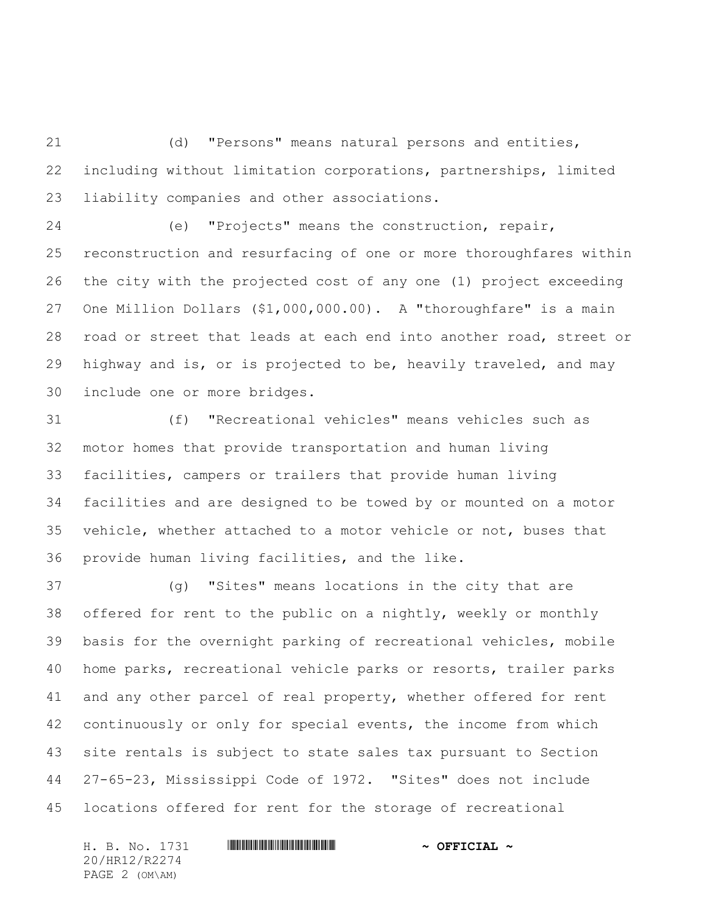(d) "Persons" means natural persons and entities, including without limitation corporations, partnerships, limited liability companies and other associations.

(e) "Projects" means the construction, repair, reconstruction and resurfacing of one or more thoroughfares within the city with the projected cost of any one (1) project exceeding One Million Dollars ($1,000,000.00). A "thoroughfare" is a main road or street that leads at each end into another road, street or highway and is, or is projected to be, heavily traveled, and may include one or more bridges.

(f) "Recreational vehicles" means vehicles such as motor homes that provide transportation and human living facilities, campers or trailers that provide human living facilities and are designed to be towed by or mounted on a motor vehicle, whether attached to a motor vehicle or not, buses that provide human living facilities, and the like.

(g) "Sites" means locations in the city that are offered for rent to the public on a nightly, weekly or monthly basis for the overnight parking of recreational vehicles, mobile home parks, recreational vehicle parks or resorts, trailer parks and any other parcel of real property, whether offered for rent continuously or only for special events, the income from which site rentals is subject to state sales tax pursuant to Section 27-65-23, Mississippi Code of 1972. "Sites" does not include locations offered for rent for the storage of recreational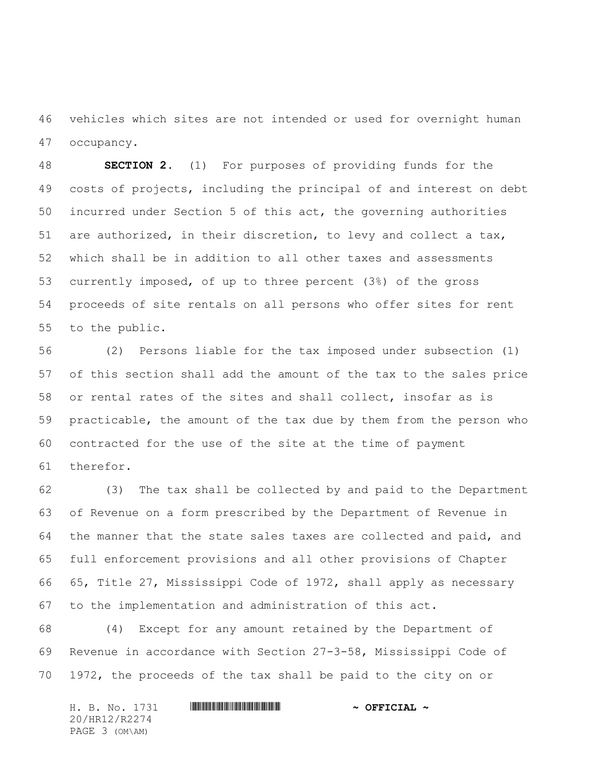vehicles which sites are not intended or used for overnight human occupancy.

**SECTION 2.** (1) For purposes of providing funds for the costs of projects, including the principal of and interest on debt incurred under Section 5 of this act, the governing authorities are authorized, in their discretion, to levy and collect a tax, which shall be in addition to all other taxes and assessments currently imposed, of up to three percent (3%) of the gross proceeds of site rentals on all persons who offer sites for rent to the public.

(2) Persons liable for the tax imposed under subsection (1) of this section shall add the amount of the tax to the sales price or rental rates of the sites and shall collect, insofar as is practicable, the amount of the tax due by them from the person who contracted for the use of the site at the time of payment therefor.

(3) The tax shall be collected by and paid to the Department of Revenue on a form prescribed by the Department of Revenue in the manner that the state sales taxes are collected and paid, and full enforcement provisions and all other provisions of Chapter 65, Title 27, Mississippi Code of 1972, shall apply as necessary to the implementation and administration of this act.

(4) Except for any amount retained by the Department of Revenue in accordance with Section 27-3-58, Mississippi Code of 1972, the proceeds of the tax shall be paid to the city on or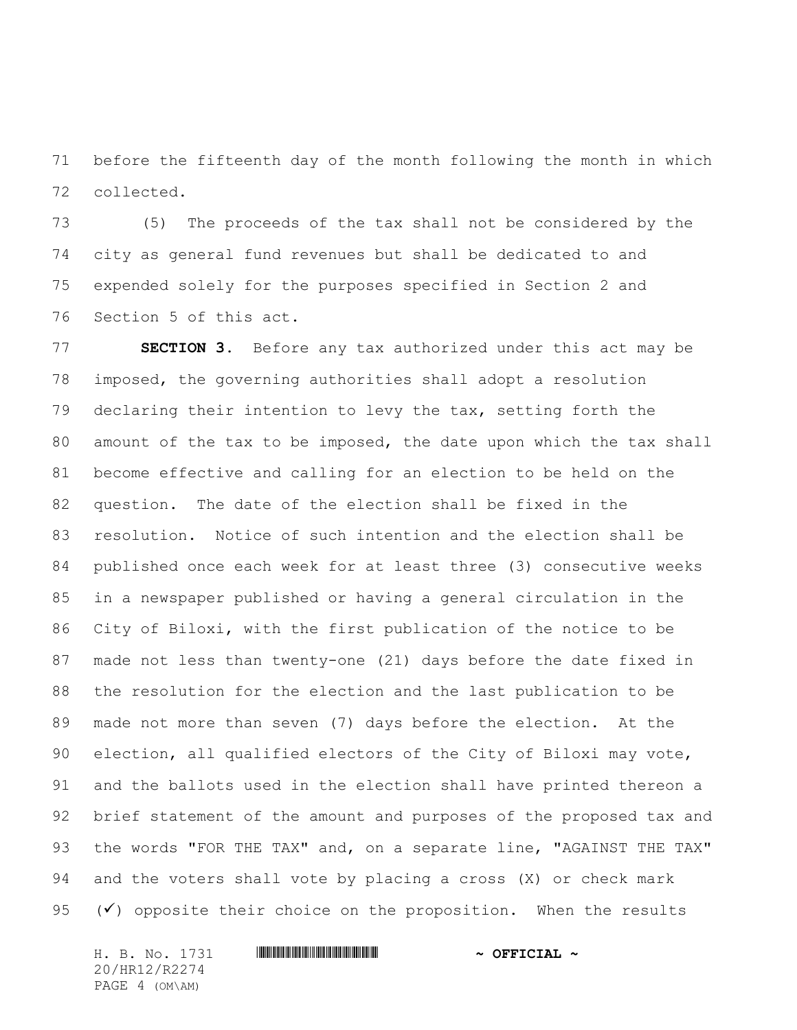before the fifteenth day of the month following the month in which collected.

(5) The proceeds of the tax shall not be considered by the city as general fund revenues but shall be dedicated to and expended solely for the purposes specified in Section 2 and Section 5 of this act.

**SECTION 3.** Before any tax authorized under this act may be imposed, the governing authorities shall adopt a resolution declaring their intention to levy the tax, setting forth the amount of the tax to be imposed, the date upon which the tax shall become effective and calling for an election to be held on the question. The date of the election shall be fixed in the resolution. Notice of such intention and the election shall be published once each week for at least three (3) consecutive weeks in a newspaper published or having a general circulation in the City of Biloxi, with the first publication of the notice to be made not less than twenty-one (21) days before the date fixed in the resolution for the election and the last publication to be made not more than seven (7) days before the election. At the election, all qualified electors of the City of Biloxi may vote, and the ballots used in the election shall have printed thereon a brief statement of the amount and purposes of the proposed tax and the words "FOR THE TAX" and, on a separate line, "AGAINST THE TAX" and the voters shall vote by placing a cross (X) or check mark (✓) opposite their choice on the proposition. When the results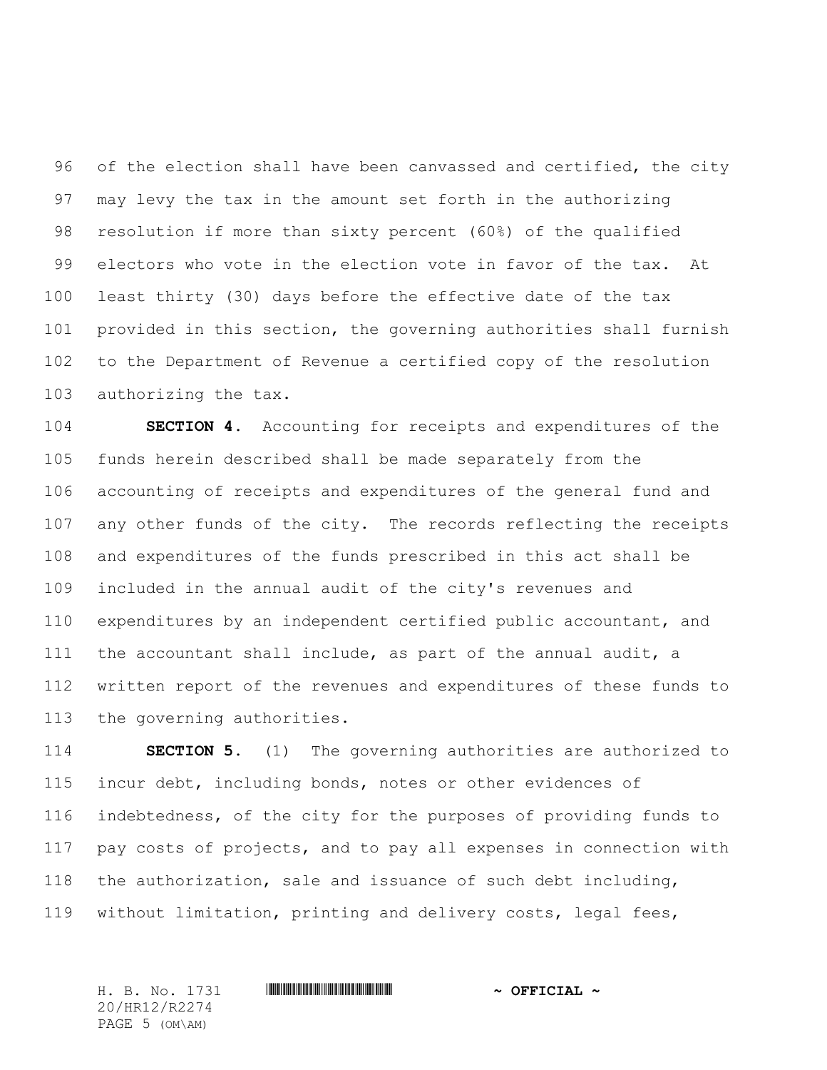of the election shall have been canvassed and certified, the city may levy the tax in the amount set forth in the authorizing resolution if more than sixty percent (60%) of the qualified electors who vote in the election vote in favor of the tax. At least thirty (30) days before the effective date of the tax provided in this section, the governing authorities shall furnish to the Department of Revenue a certified copy of the resolution authorizing the tax.

**SECTION 4.** Accounting for receipts and expenditures of the funds herein described shall be made separately from the accounting of receipts and expenditures of the general fund and any other funds of the city. The records reflecting the receipts and expenditures of the funds prescribed in this act shall be included in the annual audit of the city's revenues and expenditures by an independent certified public accountant, and the accountant shall include, as part of the annual audit, a written report of the revenues and expenditures of these funds to the governing authorities.

**SECTION 5.** (1) The governing authorities are authorized to incur debt, including bonds, notes or other evidences of indebtedness, of the city for the purposes of providing funds to pay costs of projects, and to pay all expenses in connection with the authorization, sale and issuance of such debt including, without limitation, printing and delivery costs, legal fees,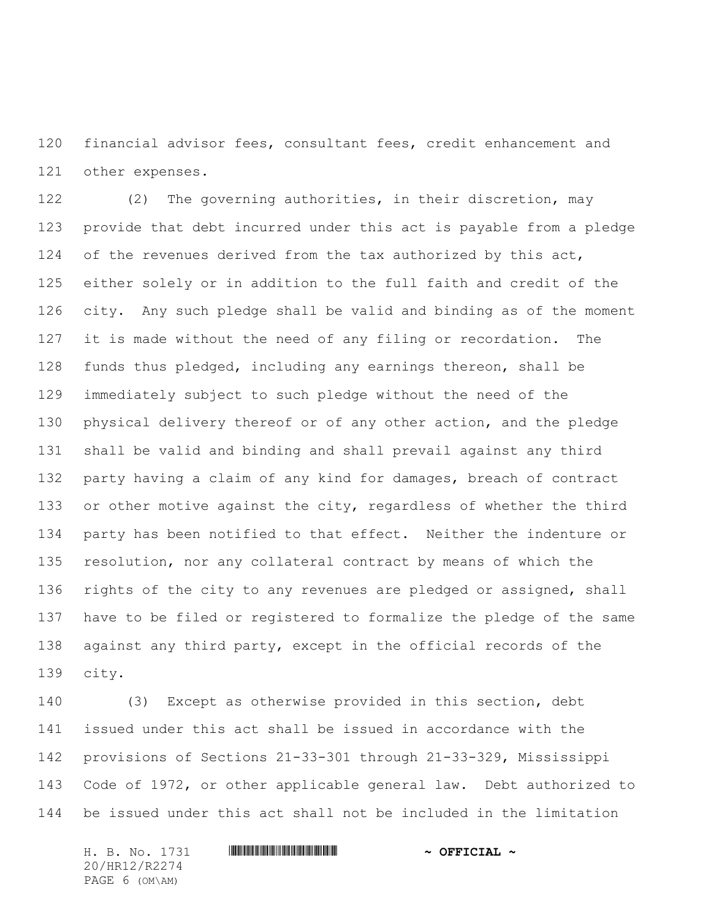financial advisor fees, consultant fees, credit enhancement and other expenses.

(2) The governing authorities, in their discretion, may provide that debt incurred under this act is payable from a pledge of the revenues derived from the tax authorized by this act, either solely or in addition to the full faith and credit of the city. Any such pledge shall be valid and binding as of the moment it is made without the need of any filing or recordation. The funds thus pledged, including any earnings thereon, shall be immediately subject to such pledge without the need of the physical delivery thereof or of any other action, and the pledge shall be valid and binding and shall prevail against any third party having a claim of any kind for damages, breach of contract or other motive against the city, regardless of whether the third party has been notified to that effect. Neither the indenture or resolution, nor any collateral contract by means of which the rights of the city to any revenues are pledged or assigned, shall have to be filed or registered to formalize the pledge of the same against any third party, except in the official records of the city.

(3) Except as otherwise provided in this section, debt issued under this act shall be issued in accordance with the provisions of Sections 21-33-301 through 21-33-329, Mississippi Code of 1972, or other applicable general law. Debt authorized to be issued under this act shall not be included in the limitation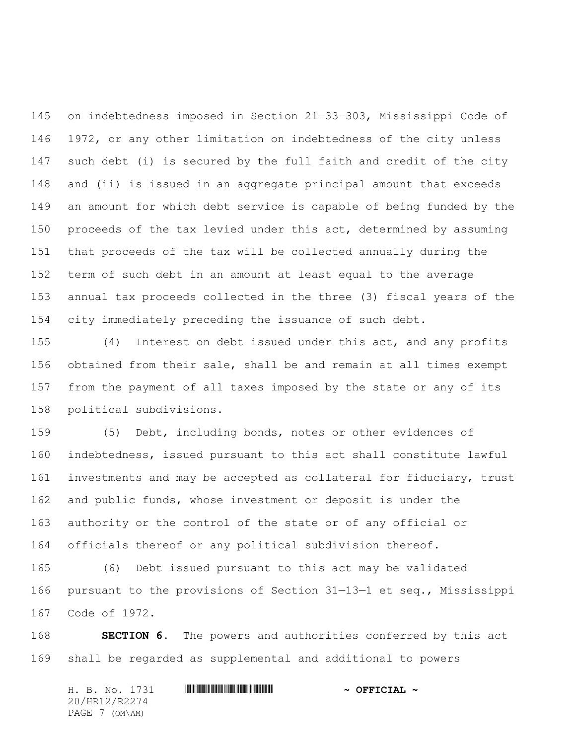on indebtedness imposed in Section 21—33—303, Mississippi Code of 1972, or any other limitation on indebtedness of the city unless such debt (i) is secured by the full faith and credit of the city and (ii) is issued in an aggregate principal amount that exceeds an amount for which debt service is capable of being funded by the proceeds of the tax levied under this act, determined by assuming that proceeds of the tax will be collected annually during the term of such debt in an amount at least equal to the average annual tax proceeds collected in the three (3) fiscal years of the city immediately preceding the issuance of such debt.

(4) Interest on debt issued under this act, and any profits obtained from their sale, shall be and remain at all times exempt from the payment of all taxes imposed by the state or any of its political subdivisions.

(5) Debt, including bonds, notes or other evidences of indebtedness, issued pursuant to this act shall constitute lawful investments and may be accepted as collateral for fiduciary, trust and public funds, whose investment or deposit is under the authority or the control of the state or of any official or officials thereof or any political subdivision thereof.

(6) Debt issued pursuant to this act may be validated pursuant to the provisions of Section 31—13—1 et seq., Mississippi Code of 1972.

**SECTION 6.** The powers and authorities conferred by this act shall be regarded as supplemental and additional to powers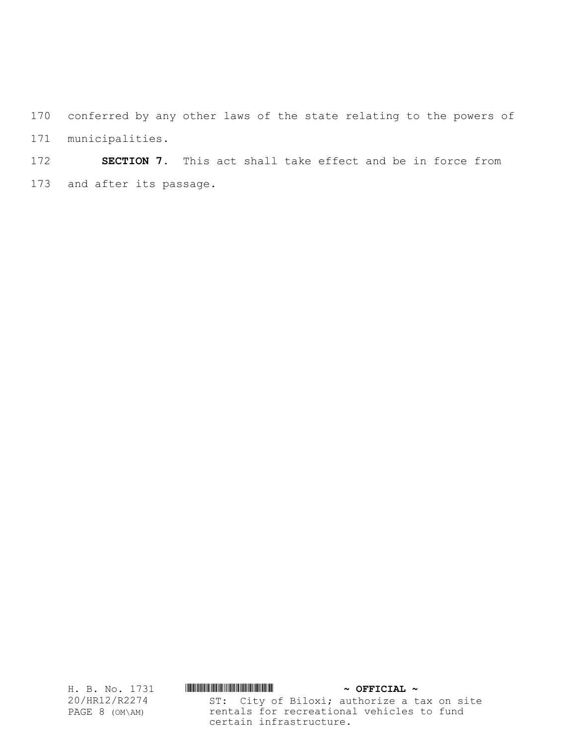conferred by any other laws of the state relating to the powers of municipalities.

**SECTION 7.** This act shall take effect and be in force from and after its passage.